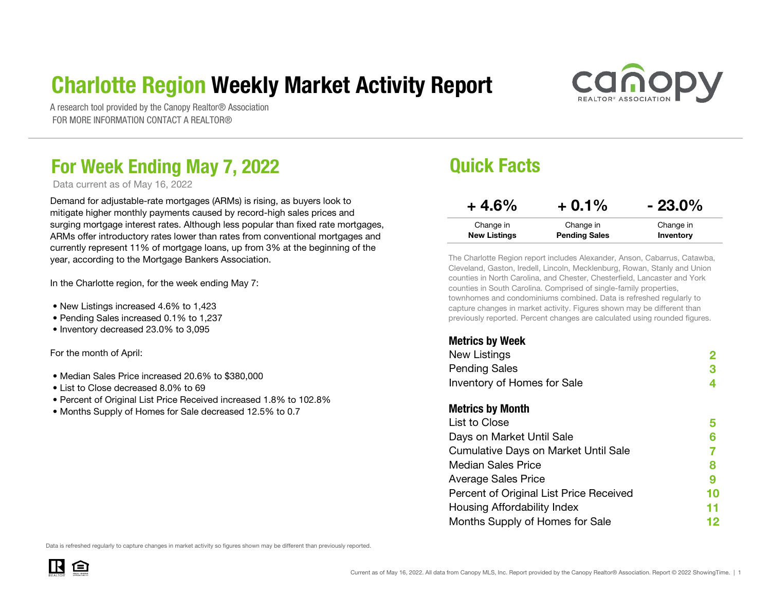# Charlotte Region Weekly Market Activity Report

A research tool provided by the Canopy Realtor® Association
FOR MORE INFORMATION CONTACT A REALTOR®

## For Week Ending May 7, 2022

Data current as of May 16, 2022

Demand for adjustable-rate mortgages (ARMs) is rising, as buyers look to mitigate higher monthly payments caused by record-high sales prices and surging mortgage interest rates. Although less popular than fixed rate mortgages, ARMs offer introductory rates lower than rates from conventional mortgages and currently represent 11% of mortgage loans, up from 3% at the beginning of the year, according to the Mortgage Bankers Association.

In the Charlotte region, for the week ending May 7:

- New Listings increased 4.6% to 1,423
- Pending Sales increased 0.1% to 1,237
- Inventory decreased 23.0% to 3,095

For the month of April:

- Median Sales Price increased 20.6% to $380,000
- List to Close decreased 8.0% to 69
- Percent of Original List Price Received increased 1.8% to 102.8%
- Months Supply of Homes for Sale decreased 12.5% to 0.7

## Quick Facts

| + 4.6% | + 0.1% | - 23.0% |
|---|---|---|
| Change in **New Listings** | Change in **Pending Sales** | Change in **Inventory** |

The Charlotte Region report includes Alexander, Anson, Cabarrus, Catawba, Cleveland, Gaston, Iredell, Lincoln, Mecklenburg, Rowan, Stanly and Union counties in North Carolina, and Chester, Chesterfield, Lancaster and York counties in South Carolina. Comprised of single-family properties, townhomes and condominiums combined. Data is refreshed regularly to capture changes in market activity. Figures shown may be different than previously reported. Percent changes are calculated using rounded figures.

### Metrics by Week

| | |
|---|---|
| New Listings | 2 |
| Pending Sales | 3 |
| Inventory of Homes for Sale | 4 |

### Metrics by Month

| | |
|---|---|
| List to Close | 5 |
| Days on Market Until Sale | 6 |
| Cumulative Days on Market Until Sale | 7 |
| Median Sales Price | 8 |
| Average Sales Price | 9 |
| Percent of Original List Price Received | 10 |
| Housing Affordability Index | 11 |
| Months Supply of Homes for Sale | 12 |

Data is refreshed regularly to capture changes in market activity so figures shown may be different than previously reported.

Current as of May 16, 2022. All data from Canopy MLS, Inc. Report provided by the Canopy Realtor® Association. Report © 2022 ShowingTime.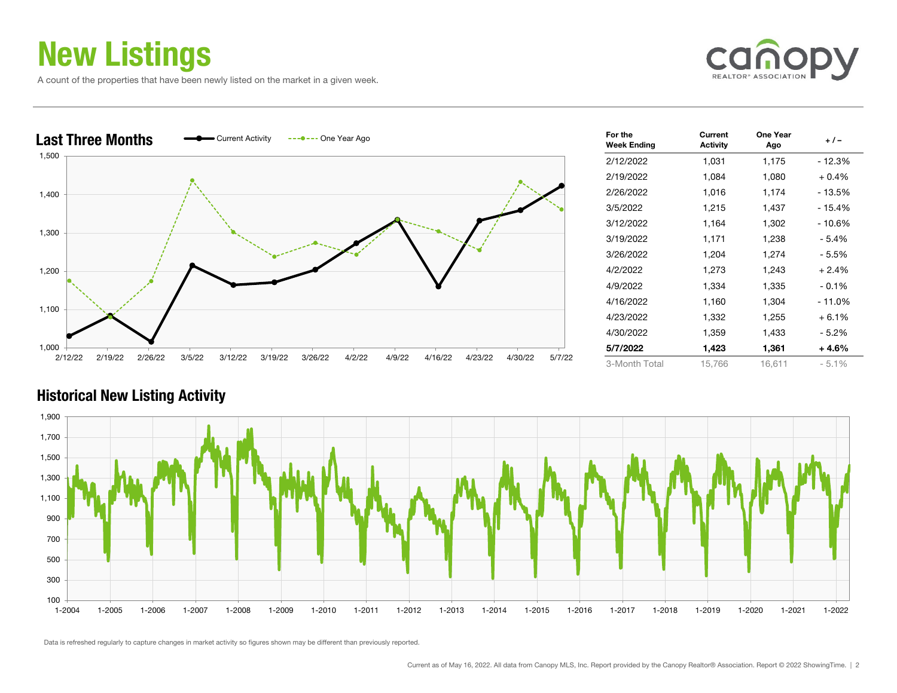# New Listings

A count of the properties that have been newly listed on the market in a given week.

## Last Three Months

| For the Week Ending | Current Activity | One Year Ago | + / – |
|---|---|---|---|
| 2/12/2022 | 1,031 | 1,175 | - 12.3% |
| 2/19/2022 | 1,084 | 1,080 | + 0.4% |
| 2/26/2022 | 1,016 | 1,174 | - 13.5% |
| 3/5/2022 | 1,215 | 1,437 | - 15.4% |
| 3/12/2022 | 1,164 | 1,302 | - 10.6% |
| 3/19/2022 | 1,171 | 1,238 | - 5.4% |
| 3/26/2022 | 1,204 | 1,274 | - 5.5% |
| 4/2/2022 | 1,273 | 1,243 | + 2.4% |
| 4/9/2022 | 1,334 | 1,335 | - 0.1% |
| 4/16/2022 | 1,160 | 1,304 | - 11.0% |
| 4/23/2022 | 1,332 | 1,255 | + 6.1% |
| 4/30/2022 | 1,359 | 1,433 | - 5.2% |
| **5/7/2022** | **1,423** | **1,361** | **+ 4.6%** |
| 3-Month Total | 15,766 | 16,611 | - 5.1% |

## Historical New Listing Activity

Data is refreshed regularly to capture changes in market activity so figures shown may be different than previously reported.

Current as of May 16, 2022. All data from Canopy MLS, Inc. Report provided by the Canopy Realtor® Association. Report © 2022 ShowingTime.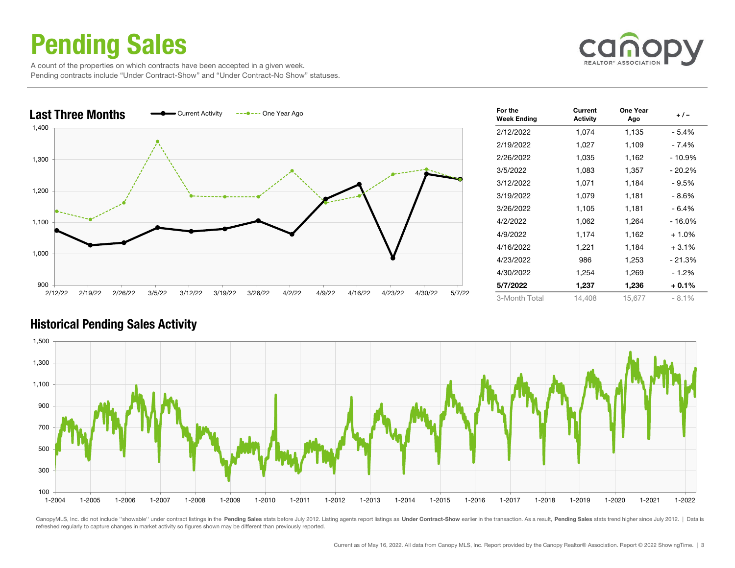# Pending Sales

A count of the properties on which contracts have been accepted in a given week.
Pending contracts include "Under Contract-Show" and "Under Contract-No Show" statuses.

## Last Three Months

| For the Week Ending | Current Activity | One Year Ago | + / – |
|---|---|---|---|
| 2/12/2022 | 1,074 | 1,135 | - 5.4% |
| 2/19/2022 | 1,027 | 1,109 | - 7.4% |
| 2/26/2022 | 1,035 | 1,162 | - 10.9% |
| 3/5/2022 | 1,083 | 1,357 | - 20.2% |
| 3/12/2022 | 1,071 | 1,184 | - 9.5% |
| 3/19/2022 | 1,079 | 1,181 | - 8.6% |
| 3/26/2022 | 1,105 | 1,181 | - 6.4% |
| 4/2/2022 | 1,062 | 1,264 | - 16.0% |
| 4/9/2022 | 1,174 | 1,162 | + 1.0% |
| 4/16/2022 | 1,221 | 1,184 | + 3.1% |
| 4/23/2022 | 986 | 1,253 | - 21.3% |
| 4/30/2022 | 1,254 | 1,269 | - 1.2% |
| **5/7/2022** | **1,237** | **1,236** | **+ 0.1%** |
| 3-Month Total | 14,408 | 15,677 | - 8.1% |

## Historical Pending Sales Activity

CanopyMLS, Inc. did not include "showable" under contract listings in the **Pending Sales** stats before July 2012. Listing agents report listings as **Under Contract-Show** earlier in the transaction. As a result, **Pending Sales** stats trend higher since July 2012. | Data is refreshed regularly to capture changes in market activity so figures shown may be different than previously reported.

Current as of May 16, 2022. All data from Canopy MLS, Inc. Report provided by the Canopy Realtor® Association. Report © 2022 ShowingTime.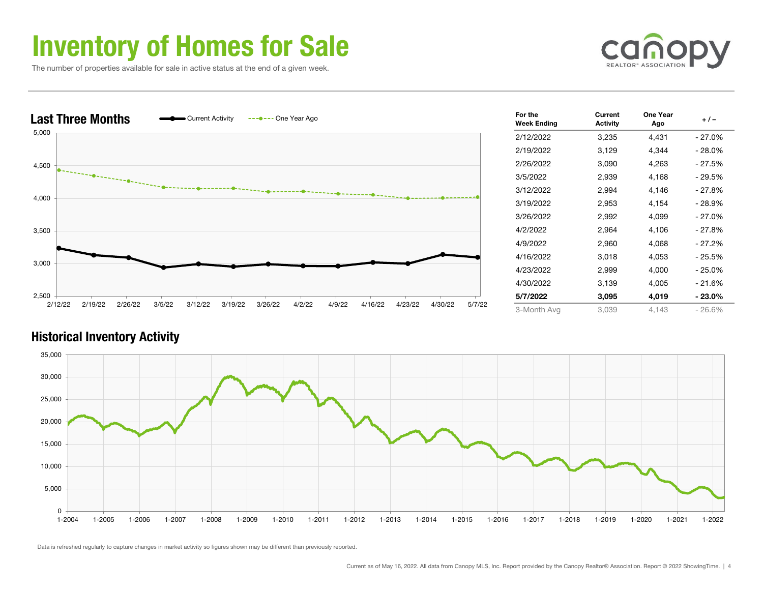# Inventory of Homes for Sale

The number of properties available for sale in active status at the end of a given week.

## Last Three Months

| For the Week Ending | Current Activity | One Year Ago | + / – |
|---|---|---|---|
| 2/12/2022 | 3,235 | 4,431 | - 27.0% |
| 2/19/2022 | 3,129 | 4,344 | - 28.0% |
| 2/26/2022 | 3,090 | 4,263 | - 27.5% |
| 3/5/2022 | 2,939 | 4,168 | - 29.5% |
| 3/12/2022 | 2,994 | 4,146 | - 27.8% |
| 3/19/2022 | 2,953 | 4,154 | - 28.9% |
| 3/26/2022 | 2,992 | 4,099 | - 27.0% |
| 4/2/2022 | 2,964 | 4,106 | - 27.8% |
| 4/9/2022 | 2,960 | 4,068 | - 27.2% |
| 4/16/2022 | 3,018 | 4,053 | - 25.5% |
| 4/23/2022 | 2,999 | 4,000 | - 25.0% |
| 4/30/2022 | 3,139 | 4,005 | - 21.6% |
| **5/7/2022** | **3,095** | **4,019** | **- 23.0%** |
| 3-Month Avg | 3,039 | 4,143 | - 26.6% |

## Historical Inventory Activity

Data is refreshed regularly to capture changes in market activity so figures shown may be different than previously reported.

Current as of May 16, 2022. All data from Canopy MLS, Inc. Report provided by the Canopy Realtor® Association. Report © 2022 ShowingTime.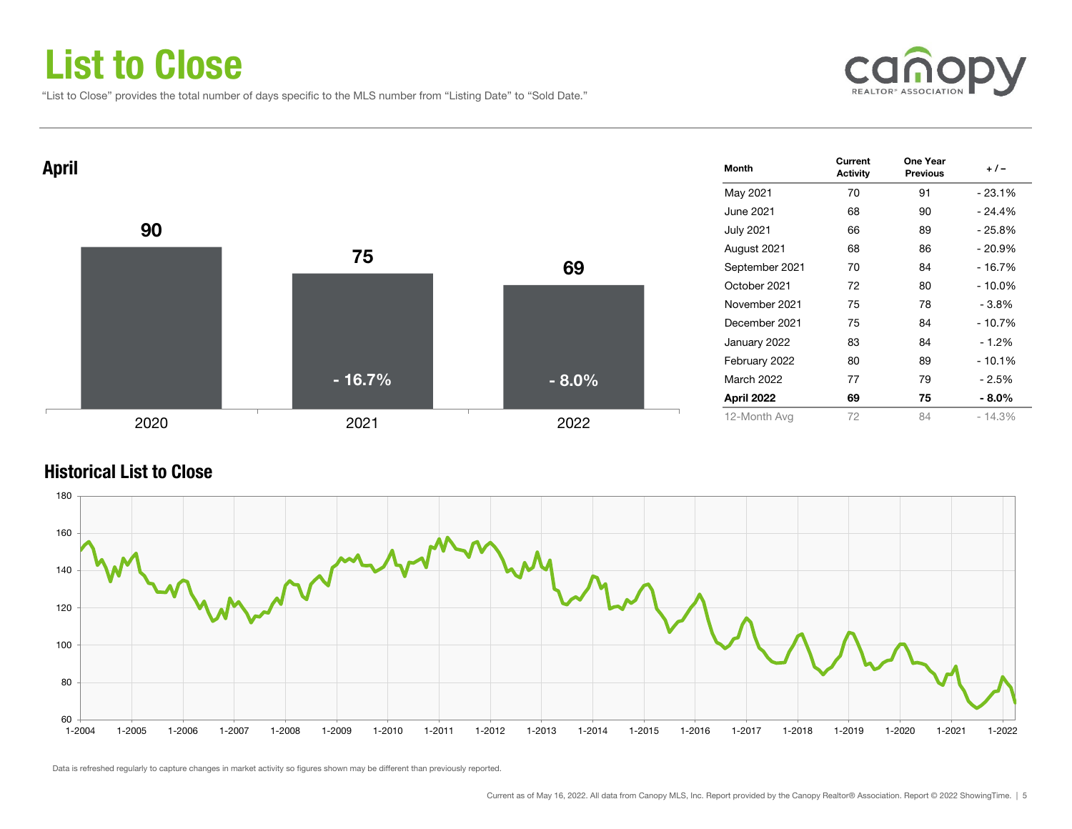# List to Close

"List to Close" provides the total number of days specific to the MLS number from "Listing Date" to "Sold Date."

## April

| Year | Value | Change |
|---|---|---|
| 2020 | 90 | |
| 2021 | 75 | - 16.7% |
| 2022 | 69 | - 8.0% |

| Month | Current Activity | One Year Previous | + / – |
|---|---|---|---|
| May 2021 | 70 | 91 | - 23.1% |
| June 2021 | 68 | 90 | - 24.4% |
| July 2021 | 66 | 89 | - 25.8% |
| August 2021 | 68 | 86 | - 20.9% |
| September 2021 | 70 | 84 | - 16.7% |
| October 2021 | 72 | 80 | - 10.0% |
| November 2021 | 75 | 78 | - 3.8% |
| December 2021 | 75 | 84 | - 10.7% |
| January 2022 | 83 | 84 | - 1.2% |
| February 2022 | 80 | 89 | - 10.1% |
| March 2022 | 77 | 79 | - 2.5% |
| **April 2022** | **69** | **75** | **- 8.0%** |
| 12-Month Avg | 72 | 84 | - 14.3% |

## Historical List to Close

Data is refreshed regularly to capture changes in market activity so figures shown may be different than previously reported.

Current as of May 16, 2022. All data from Canopy MLS, Inc. Report provided by the Canopy Realtor® Association. Report © 2022 ShowingTime.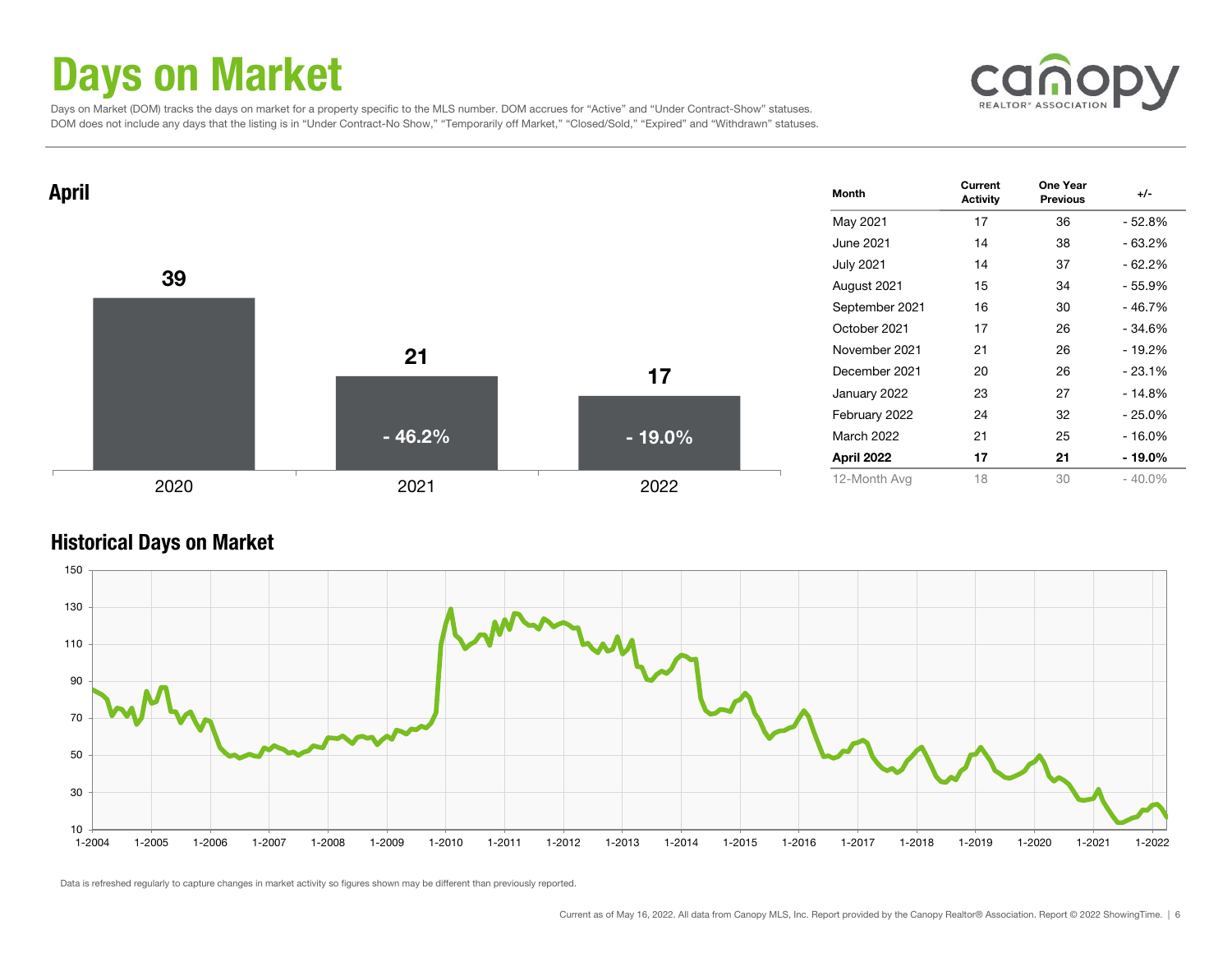# Days on Market

Days on Market (DOM) tracks the days on market for a property specific to the MLS number. DOM accrues for "Active" and "Under Contract-Show" statuses. DOM does not include any days that the listing is in "Under Contract-No Show," "Temporarily off Market," "Closed/Sold," "Expired" and "Withdrawn" statuses.

## April

| Year | Days on Market | Change |
|---|---|---|
| 2020 | 39 | |
| 2021 | 21 | - 46.2% |
| 2022 | 17 | - 19.0% |

| Month | Current Activity | One Year Previous | +/- |
|---|---|---|---|
| May 2021 | 17 | 36 | - 52.8% |
| June 2021 | 14 | 38 | - 63.2% |
| July 2021 | 14 | 37 | - 62.2% |
| August 2021 | 15 | 34 | - 55.9% |
| September 2021 | 16 | 30 | - 46.7% |
| October 2021 | 17 | 26 | - 34.6% |
| November 2021 | 21 | 26 | - 19.2% |
| December 2021 | 20 | 26 | - 23.1% |
| January 2022 | 23 | 27 | - 14.8% |
| February 2022 | 24 | 32 | - 25.0% |
| March 2022 | 21 | 25 | - 16.0% |
| **April 2022** | **17** | **21** | **- 19.0%** |
| 12-Month Avg | 18 | 30 | - 40.0% |

## Historical Days on Market

Data is refreshed regularly to capture changes in market activity so figures shown may be different than previously reported.

Current as of May 16, 2022. All data from Canopy MLS, Inc. Report provided by the Canopy Realtor® Association. Report © 2022 ShowingTime.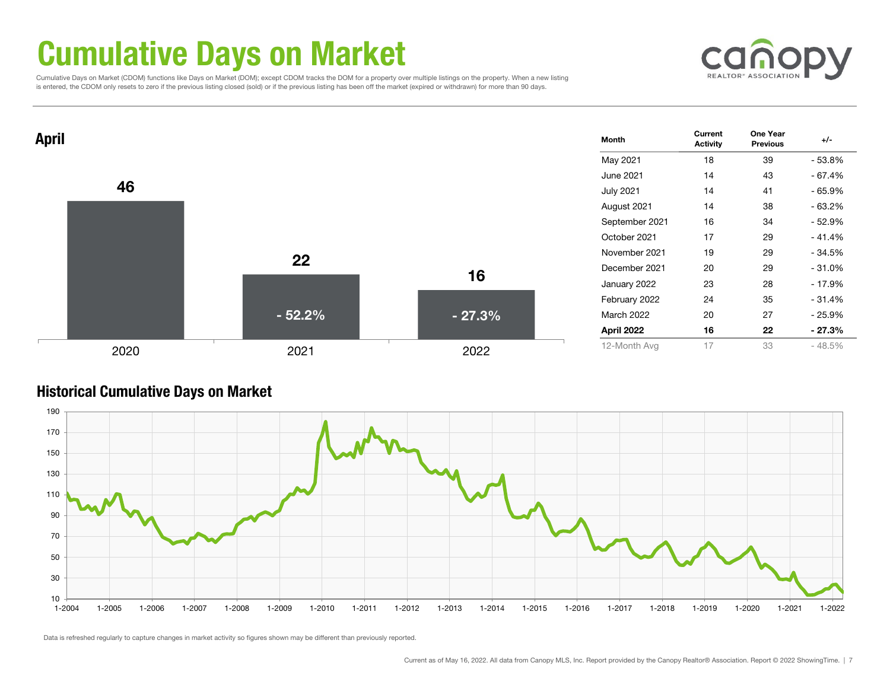# Cumulative Days on Market

Cumulative Days on Market (CDOM) functions like Days on Market (DOM); except CDOM tracks the DOM for a property over multiple listings on the property. When a new listing is entered, the CDOM only resets to zero if the previous listing closed (sold) or if the previous listing has been off the market (expired or withdrawn) for more than 90 days.

## April

| Year | Value | Change |
|---|---|---|
| 2020 | 46 | |
| 2021 | 22 | - 52.2% |
| 2022 | 16 | - 27.3% |

| Month | Current Activity | One Year Previous | +/- |
|---|---|---|---|
| May 2021 | 18 | 39 | - 53.8% |
| June 2021 | 14 | 43 | - 67.4% |
| July 2021 | 14 | 41 | - 65.9% |
| August 2021 | 14 | 38 | - 63.2% |
| September 2021 | 16 | 34 | - 52.9% |
| October 2021 | 17 | 29 | - 41.4% |
| November 2021 | 19 | 29 | - 34.5% |
| December 2021 | 20 | 29 | - 31.0% |
| January 2022 | 23 | 28 | - 17.9% |
| February 2022 | 24 | 35 | - 31.4% |
| March 2022 | 20 | 27 | - 25.9% |
| **April 2022** | **16** | **22** | **- 27.3%** |
| 12-Month Avg | 17 | 33 | - 48.5% |

## Historical Cumulative Days on Market

Data is refreshed regularly to capture changes in market activity so figures shown may be different than previously reported.

Current as of May 16, 2022. All data from Canopy MLS, Inc. Report provided by the Canopy Realtor® Association. Report © 2022 ShowingTime.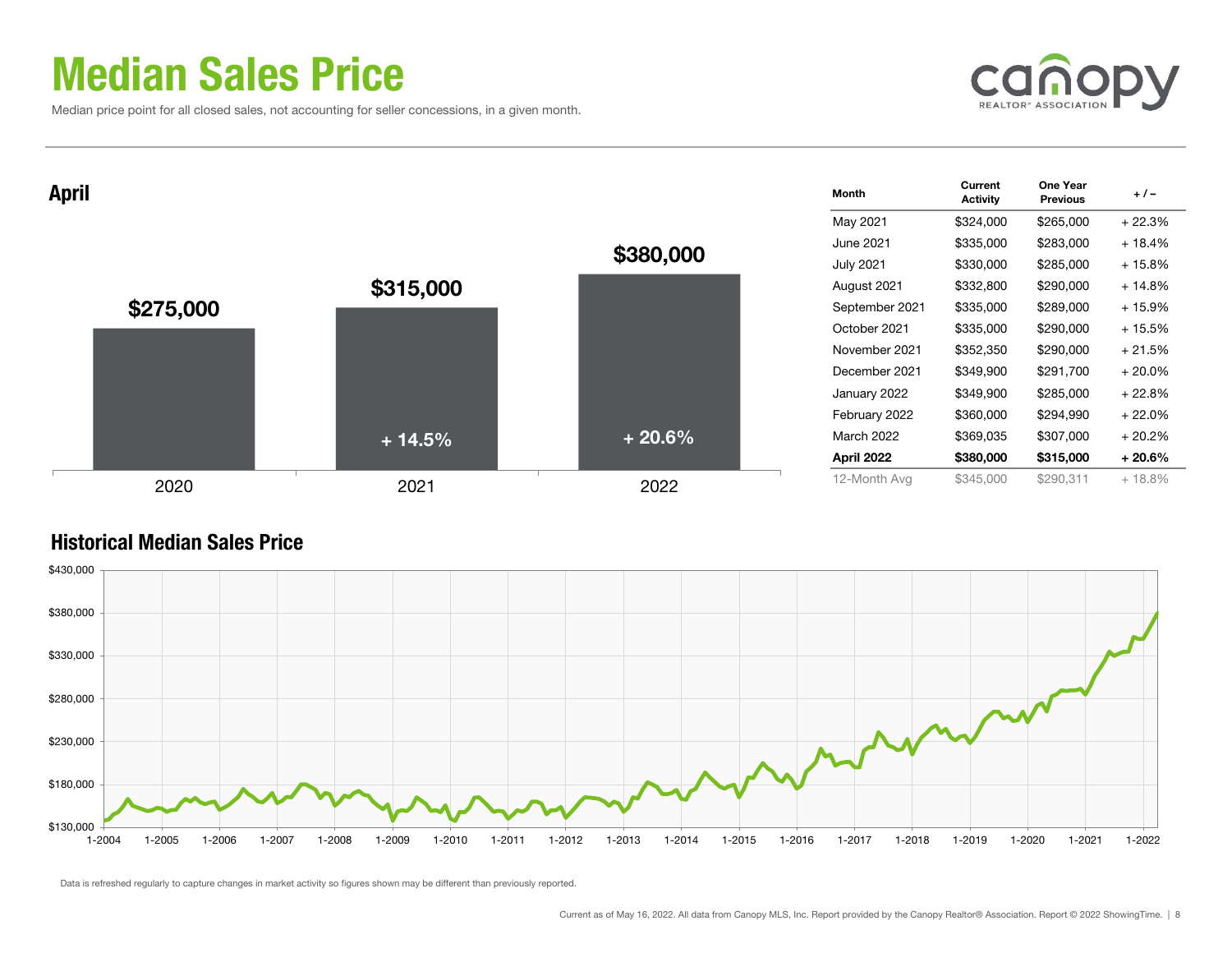# Median Sales Price

Median price point for all closed sales, not accounting for seller concessions, in a given month.

## April

| Year | Median Sales Price | Change |
|---|---|---|
| 2020 | $275,000 | |
| 2021 | $315,000 | + 14.5% |
| 2022 | $380,000 | + 20.6% |

| Month | Current Activity | One Year Previous | + / – |
|---|---|---|---|
| May 2021 | $324,000 | $265,000 | + 22.3% |
| June 2021 | $335,000 | $283,000 | + 18.4% |
| July 2021 | $330,000 | $285,000 | + 15.8% |
| August 2021 | $332,800 | $290,000 | + 14.8% |
| September 2021 | $335,000 | $289,000 | + 15.9% |
| October 2021 | $335,000 | $290,000 | + 15.5% |
| November 2021 | $352,350 | $290,000 | + 21.5% |
| December 2021 | $349,900 | $291,700 | + 20.0% |
| January 2022 | $349,900 | $285,000 | + 22.8% |
| February 2022 | $360,000 | $294,990 | + 22.0% |
| March 2022 | $369,035 | $307,000 | + 20.2% |
| **April 2022** | **$380,000** | **$315,000** | **+ 20.6%** |
| 12-Month Avg | $345,000 | $290,311 | + 18.8% |

## Historical Median Sales Price

Data is refreshed regularly to capture changes in market activity so figures shown may be different than previously reported.

Current as of May 16, 2022. All data from Canopy MLS, Inc. Report provided by the Canopy Realtor® Association. Report © 2022 ShowingTime.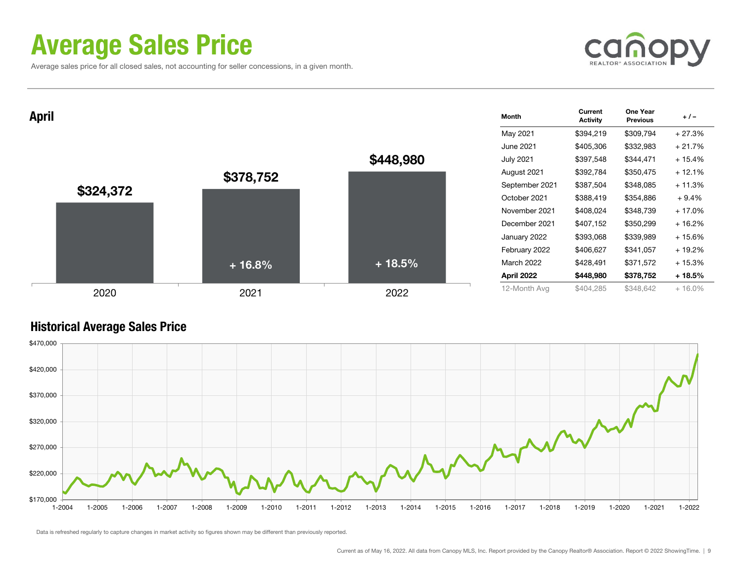# Average Sales Price

Average sales price for all closed sales, not accounting for seller concessions, in a given month.

## April

| Year | Average Sales Price | Change |
|---|---|---|
| 2020 | $324,372 | |
| 2021 | $378,752 | + 16.8% |
| 2022 | $448,980 | + 18.5% |

| Month | Current Activity | One Year Previous | + / – |
|---|---|---|---|
| May 2021 | $394,219 | $309,794 | + 27.3% |
| June 2021 | $405,306 | $332,983 | + 21.7% |
| July 2021 | $397,548 | $344,471 | + 15.4% |
| August 2021 | $392,784 | $350,475 | + 12.1% |
| September 2021 | $387,504 | $348,085 | + 11.3% |
| October 2021 | $388,419 | $354,886 | + 9.4% |
| November 2021 | $408,024 | $348,739 | + 17.0% |
| December 2021 | $407,152 | $350,299 | + 16.2% |
| January 2022 | $393,068 | $339,989 | + 15.6% |
| February 2022 | $406,627 | $341,057 | + 19.2% |
| March 2022 | $428,491 | $371,572 | + 15.3% |
| **April 2022** | **$448,980** | **$378,752** | **+ 18.5%** |
| 12-Month Avg | $404,285 | $348,642 | + 16.0% |

## Historical Average Sales Price

Data is refreshed regularly to capture changes in market activity so figures shown may be different than previously reported.

Current as of May 16, 2022. All data from Canopy MLS, Inc. Report provided by the Canopy Realtor® Association. Report © 2022 ShowingTime.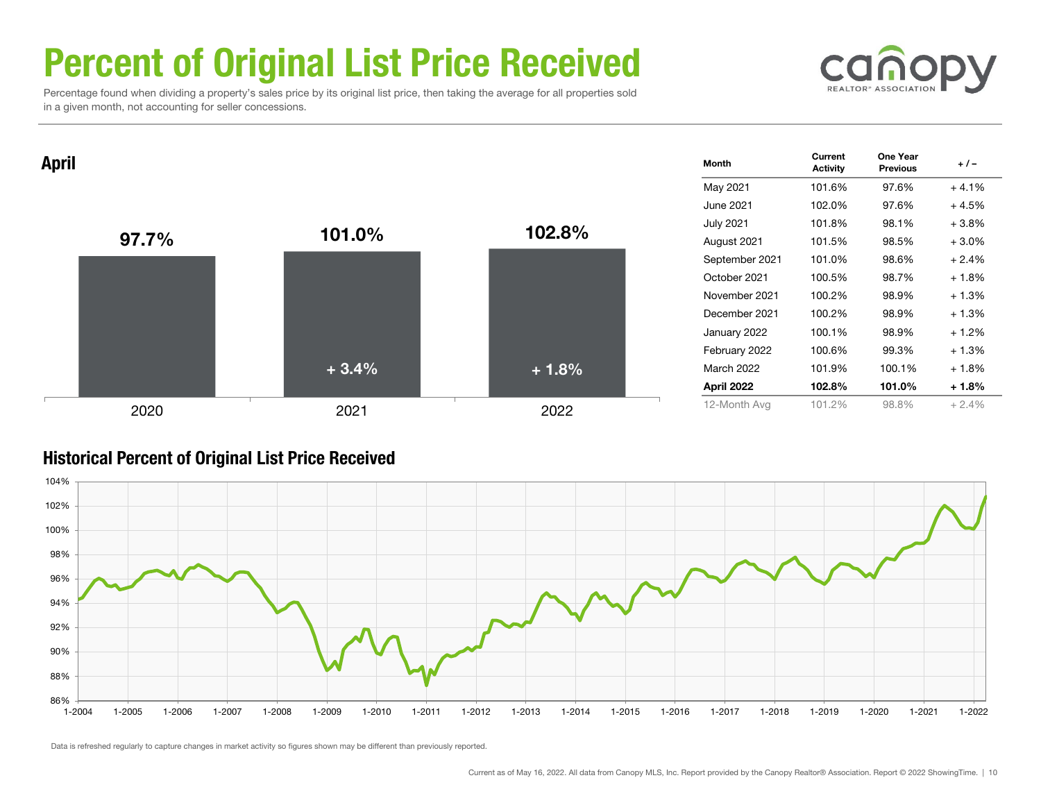# Percent of Original List Price Received

Percentage found when dividing a property's sales price by its original list price, then taking the average for all properties sold in a given month, not accounting for seller concessions.

## April

| | 2020 | 2021 | 2022 |
|---|---|---|---|
| Percent of Original List Price Received | 97.7% | 101.0% | 102.8% |
| Change | | + 3.4% | + 1.8% |

| Month | Current Activity | One Year Previous | + / – |
|---|---|---|---|
| May 2021 | 101.6% | 97.6% | + 4.1% |
| June 2021 | 102.0% | 97.6% | + 4.5% |
| July 2021 | 101.8% | 98.1% | + 3.8% |
| August 2021 | 101.5% | 98.5% | + 3.0% |
| September 2021 | 101.0% | 98.6% | + 2.4% |
| October 2021 | 100.5% | 98.7% | + 1.8% |
| November 2021 | 100.2% | 98.9% | + 1.3% |
| December 2021 | 100.2% | 98.9% | + 1.3% |
| January 2022 | 100.1% | 98.9% | + 1.2% |
| February 2022 | 100.6% | 99.3% | + 1.3% |
| March 2022 | 101.9% | 100.1% | + 1.8% |
| **April 2022** | **102.8%** | **101.0%** | **+ 1.8%** |
| 12-Month Avg | 101.2% | 98.8% | + 2.4% |

## Historical Percent of Original List Price Received

Data is refreshed regularly to capture changes in market activity so figures shown may be different than previously reported.

Current as of May 16, 2022. All data from Canopy MLS, Inc. Report provided by the Canopy Realtor® Association. Report © 2022 ShowingTime.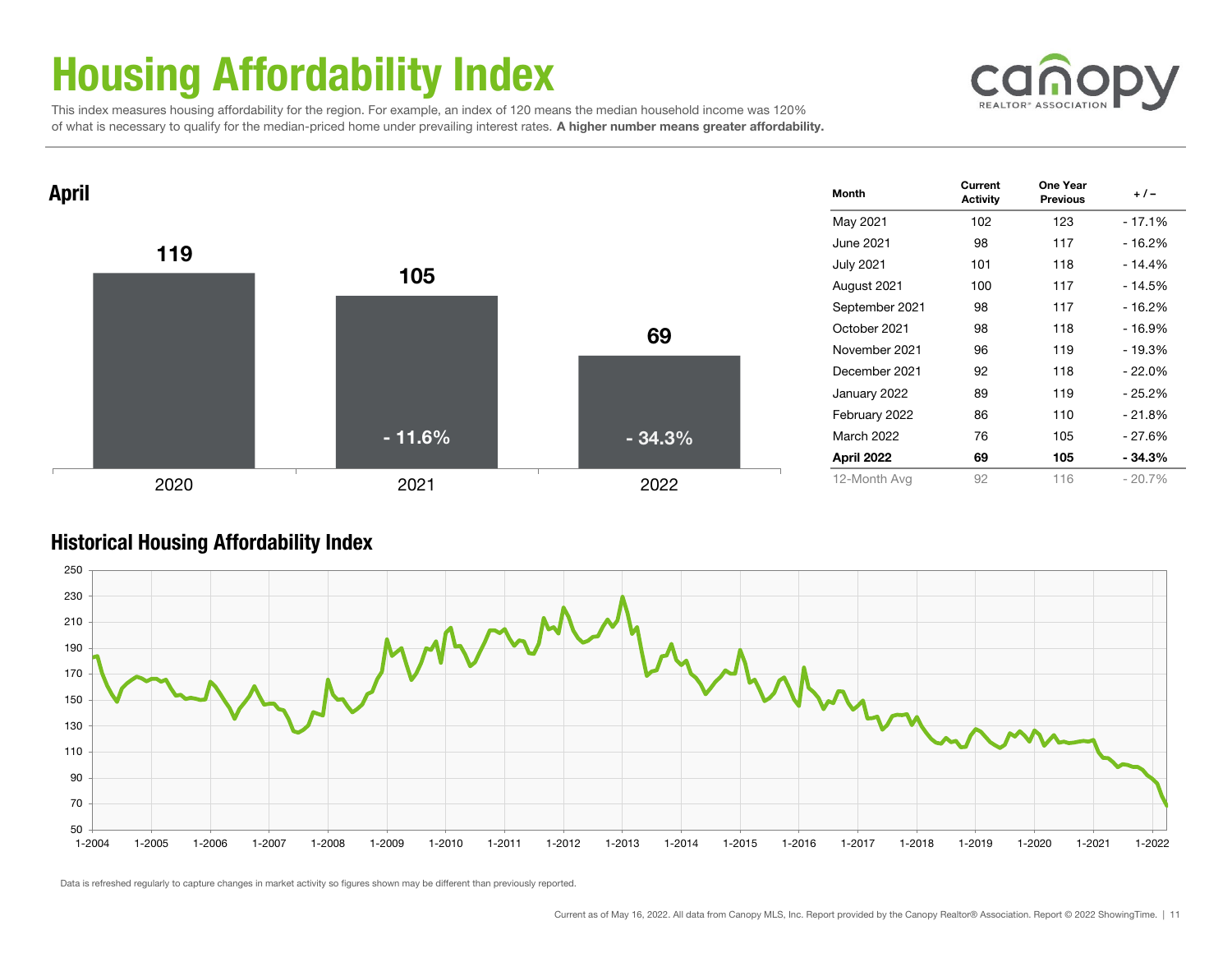# Housing Affordability Index

This index measures housing affordability for the region. For example, an index of 120 means the median household income was 120% of what is necessary to qualify for the median-priced home under prevailing interest rates. **A higher number means greater affordability.**

## April

| Year | Index | Change |
|---|---|---|
| 2020 | 119 | |
| 2021 | 105 | - 11.6% |
| 2022 | 69 | - 34.3% |

| Month | Current Activity | One Year Previous | + / – |
|---|---|---|---|
| May 2021 | 102 | 123 | - 17.1% |
| June 2021 | 98 | 117 | - 16.2% |
| July 2021 | 101 | 118 | - 14.4% |
| August 2021 | 100 | 117 | - 14.5% |
| September 2021 | 98 | 117 | - 16.2% |
| October 2021 | 98 | 118 | - 16.9% |
| November 2021 | 96 | 119 | - 19.3% |
| December 2021 | 92 | 118 | - 22.0% |
| January 2022 | 89 | 119 | - 25.2% |
| February 2022 | 86 | 110 | - 21.8% |
| March 2022 | 76 | 105 | - 27.6% |
| **April 2022** | **69** | **105** | **- 34.3%** |
| 12-Month Avg | 92 | 116 | - 20.7% |

## Historical Housing Affordability Index

Data is refreshed regularly to capture changes in market activity so figures shown may be different than previously reported.

Current as of May 16, 2022. All data from Canopy MLS, Inc. Report provided by the Canopy Realtor® Association. Report © 2022 ShowingTime.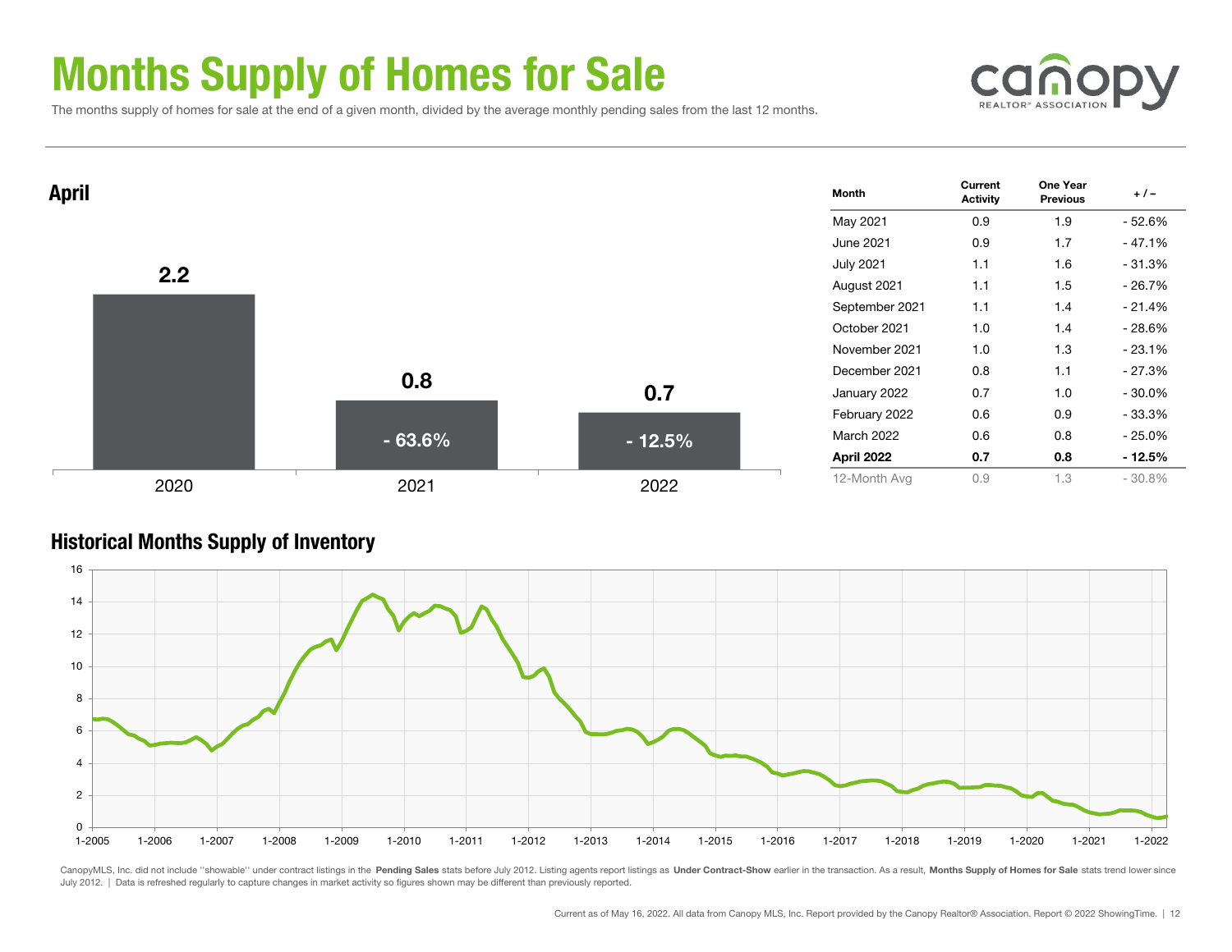# Months Supply of Homes for Sale

The months supply of homes for sale at the end of a given month, divided by the average monthly pending sales from the last 12 months.

canopy
REALTOR® ASSOCIATION

## April

2.2
0.8
- 63.6%
0.7
- 12.5%
2020
2021
2022

| Month | Current Activity | One Year Previous | + / – |
|---|---|---|---|
| May 2021 | 0.9 | 1.9 | - 52.6% |
| June 2021 | 0.9 | 1.7 | - 47.1% |
| July 2021 | 1.1 | 1.6 | - 31.3% |
| August 2021 | 1.1 | 1.5 | - 26.7% |
| September 2021 | 1.1 | 1.4 | - 21.4% |
| October 2021 | 1.0 | 1.4 | - 28.6% |
| November 2021 | 1.0 | 1.3 | - 23.1% |
| December 2021 | 0.8 | 1.1 | - 27.3% |
| January 2022 | 0.7 | 1.0 | - 30.0% |
| February 2022 | 0.6 | 0.9 | - 33.3% |
| March 2022 | 0.6 | 0.8 | - 25.0% |
| **April 2022** | **0.7** | **0.8** | **- 12.5%** |
| 12-Month Avg | 0.9 | 1.3 | - 30.8% |

## Historical Months Supply of Inventory

16
14
12
10
8
6
4
2
0
1-2005
1-2006
1-2007
1-2008
1-2009
1-2010
1-2011
1-2012
1-2013
1-2014
1-2015
1-2016
1-2017
1-2018
1-2019
1-2020
1-2021
1-2022

CanopyMLS, Inc. did not include "showable" under contract listings in the **Pending Sales** stats before July 2012. Listing agents report listings as **Under Contract-Show** earlier in the transaction. As a result, **Months Supply of Homes for Sale** stats trend lower since July 2012. | Data is refreshed regularly to capture changes in market activity so figures shown may be different than previously reported.

Current as of May 16, 2022. All data from Canopy MLS, Inc. Report provided by the Canopy Realtor® Association. Report © 2022 ShowingTime.